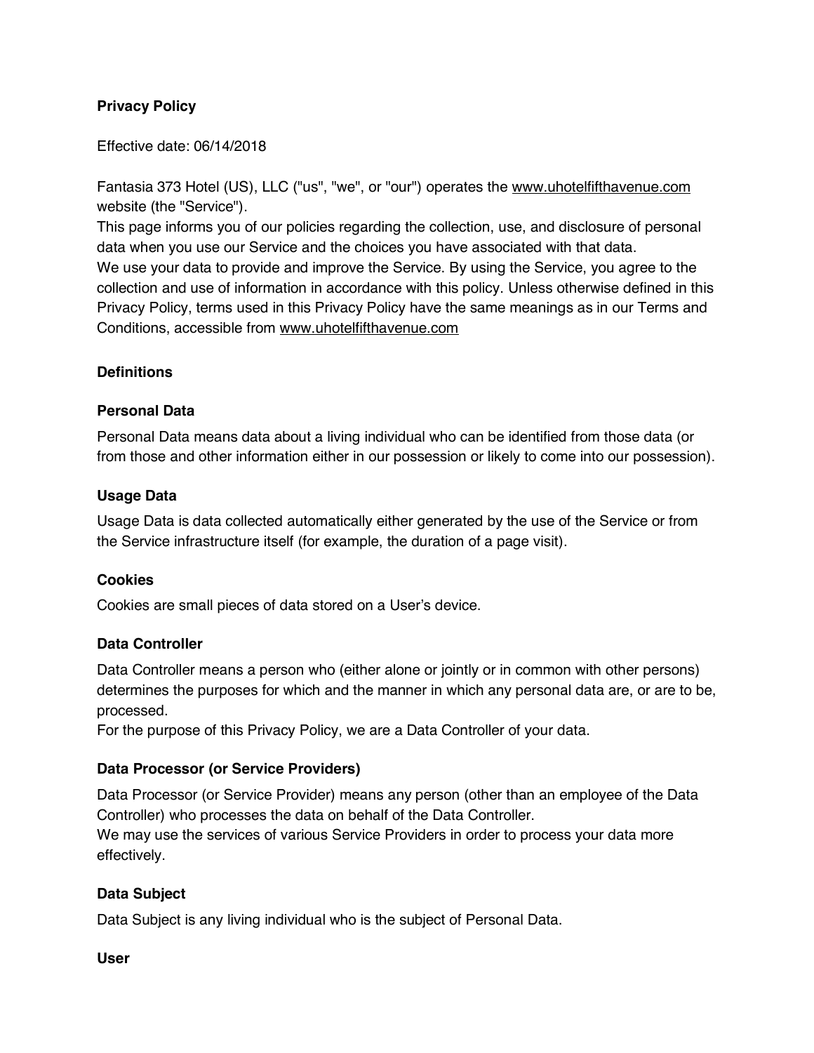# Privacy Policy

Effective date: 06/14/2018

Fantasia 373 Hotel (US), LLC ("us", "we", or "our") operates the www.uhotelfifthavenue.com website (the "Service").

This page informs you of our policies regarding the collection, use, and disclosure of personal data when you use our Service and the choices you have associated with that data.

We use your data to provide and improve the Service. By using the Service, you agree to the collection and use of information in accordance with this policy. Unless otherwise defined in this Privacy Policy, terms used in this Privacy Policy have the same meanings as in our Terms and Conditions, accessible from www.uhotelfifthavenue.com

## Definitions

### Personal Data

Personal Data means data about a living individual who can be identified from those data (or from those and other information either in our possession or likely to come into our possession).

### Usage Data

Usage Data is data collected automatically either generated by the use of the Service or from the Service infrastructure itself (for example, the duration of a page visit).

### Cookies

Cookies are small pieces of data stored on a User's device.

### Data Controller

Data Controller means a person who (either alone or jointly or in common with other persons) determines the purposes for which and the manner in which any personal data are, or are to be, processed.

For the purpose of this Privacy Policy, we are a Data Controller of your data.

### Data Processor (or Service Providers)

Data Processor (or Service Provider) means any person (other than an employee of the Data Controller) who processes the data on behalf of the Data Controller.

We may use the services of various Service Providers in order to process your data more effectively.

### Data Subject

Data Subject is any living individual who is the subject of Personal Data.

### User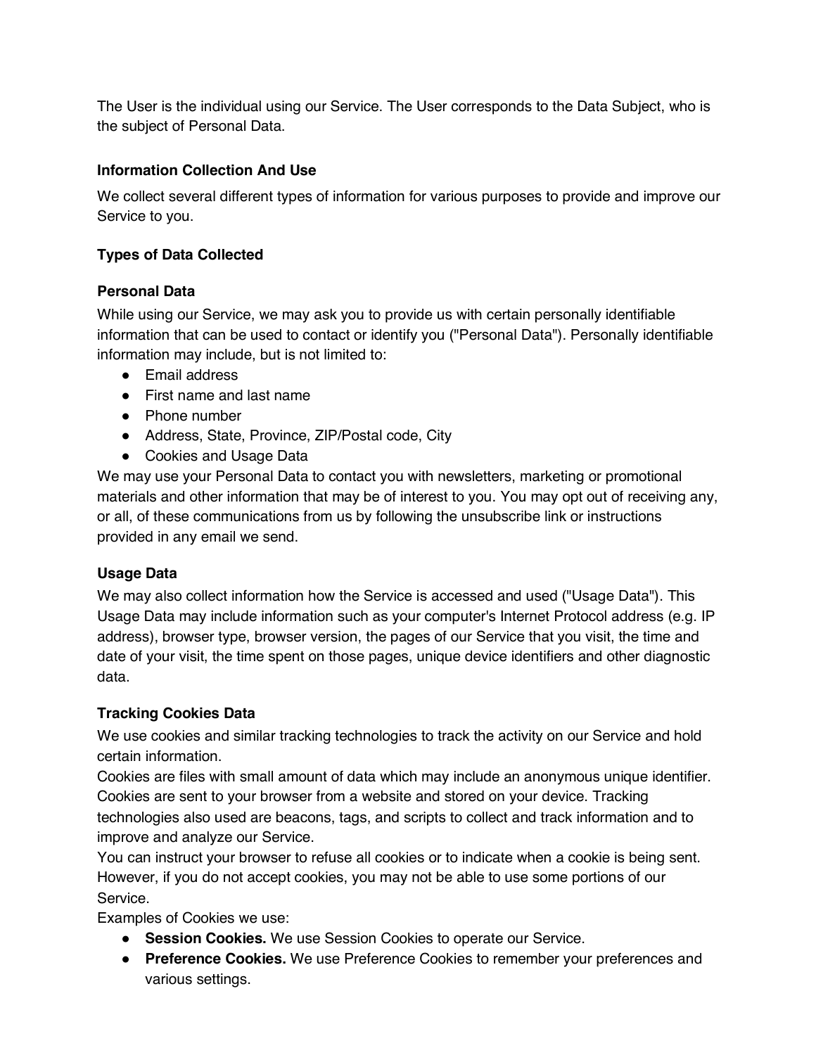The User is the individual using our Service. The User corresponds to the Data Subject, who is the subject of Personal Data.

### Information Collection And Use

We collect several different types of information for various purposes to provide and improve our Service to you.

### Types of Data Collected

#### Personal Data

While using our Service, we may ask you to provide us with certain personally identifiable information that can be used to contact or identify you ("Personal Data"). Personally identifiable information may include, but is not limited to:

- Email address
- First name and last name
- Phone number
- Address, State, Province, ZIP/Postal code, City
- Cookies and Usage Data

We may use your Personal Data to contact you with newsletters, marketing or promotional materials and other information that may be of interest to you. You may opt out of receiving any, or all, of these communications from us by following the unsubscribe link or instructions provided in any email we send.

#### Usage Data

We may also collect information how the Service is accessed and used ("Usage Data"). This Usage Data may include information such as your computer's Internet Protocol address (e.g. IP address), browser type, browser version, the pages of our Service that you visit, the time and date of your visit, the time spent on those pages, unique device identifiers and other diagnostic data.

#### Tracking Cookies Data

We use cookies and similar tracking technologies to track the activity on our Service and hold certain information.

Cookies are files with small amount of data which may include an anonymous unique identifier. Cookies are sent to your browser from a website and stored on your device. Tracking technologies also used are beacons, tags, and scripts to collect and track information and to improve and analyze our Service.

You can instruct your browser to refuse all cookies or to indicate when a cookie is being sent. However, if you do not accept cookies, you may not be able to use some portions of our Service.

Examples of Cookies we use:

- **Session Cookies.** We use Session Cookies to operate our Service.
- **Preference Cookies.** We use Preference Cookies to remember your preferences and various settings.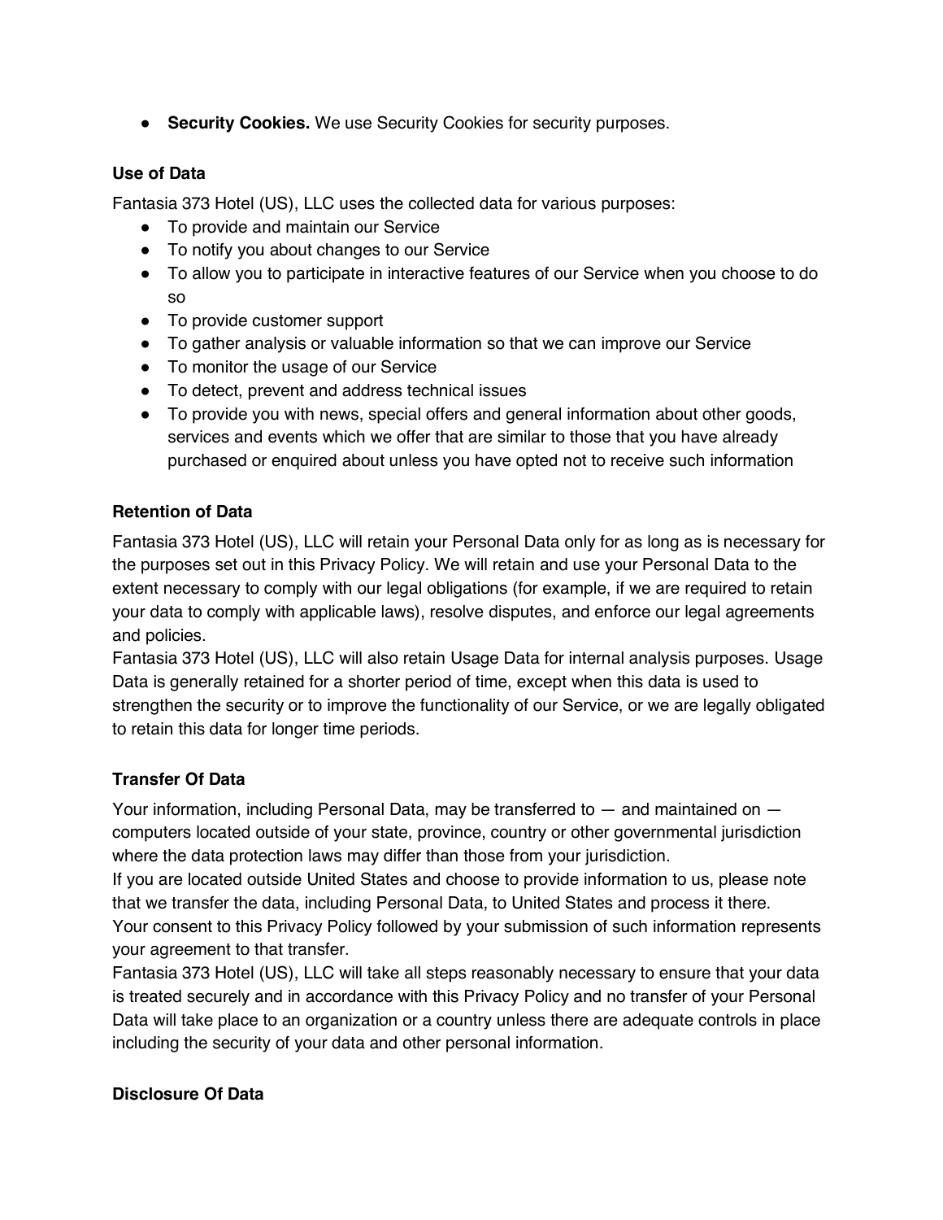- **Security Cookies.** We use Security Cookies for security purposes.

**Use of Data**

Fantasia 373 Hotel (US), LLC uses the collected data for various purposes:

- To provide and maintain our Service
- To notify you about changes to our Service
- To allow you to participate in interactive features of our Service when you choose to do so
- To provide customer support
- To gather analysis or valuable information so that we can improve our Service
- To monitor the usage of our Service
- To detect, prevent and address technical issues
- To provide you with news, special offers and general information about other goods, services and events which we offer that are similar to those that you have already purchased or enquired about unless you have opted not to receive such information

**Retention of Data**

Fantasia 373 Hotel (US), LLC will retain your Personal Data only for as long as is necessary for the purposes set out in this Privacy Policy. We will retain and use your Personal Data to the extent necessary to comply with our legal obligations (for example, if we are required to retain your data to comply with applicable laws), resolve disputes, and enforce our legal agreements and policies.

Fantasia 373 Hotel (US), LLC will also retain Usage Data for internal analysis purposes. Usage Data is generally retained for a shorter period of time, except when this data is used to strengthen the security or to improve the functionality of our Service, or we are legally obligated to retain this data for longer time periods.

**Transfer Of Data**

Your information, including Personal Data, may be transferred to — and maintained on — computers located outside of your state, province, country or other governmental jurisdiction where the data protection laws may differ than those from your jurisdiction.

If you are located outside United States and choose to provide information to us, please note that we transfer the data, including Personal Data, to United States and process it there.

Your consent to this Privacy Policy followed by your submission of such information represents your agreement to that transfer.

Fantasia 373 Hotel (US), LLC will take all steps reasonably necessary to ensure that your data is treated securely and in accordance with this Privacy Policy and no transfer of your Personal Data will take place to an organization or a country unless there are adequate controls in place including the security of your data and other personal information.

**Disclosure Of Data**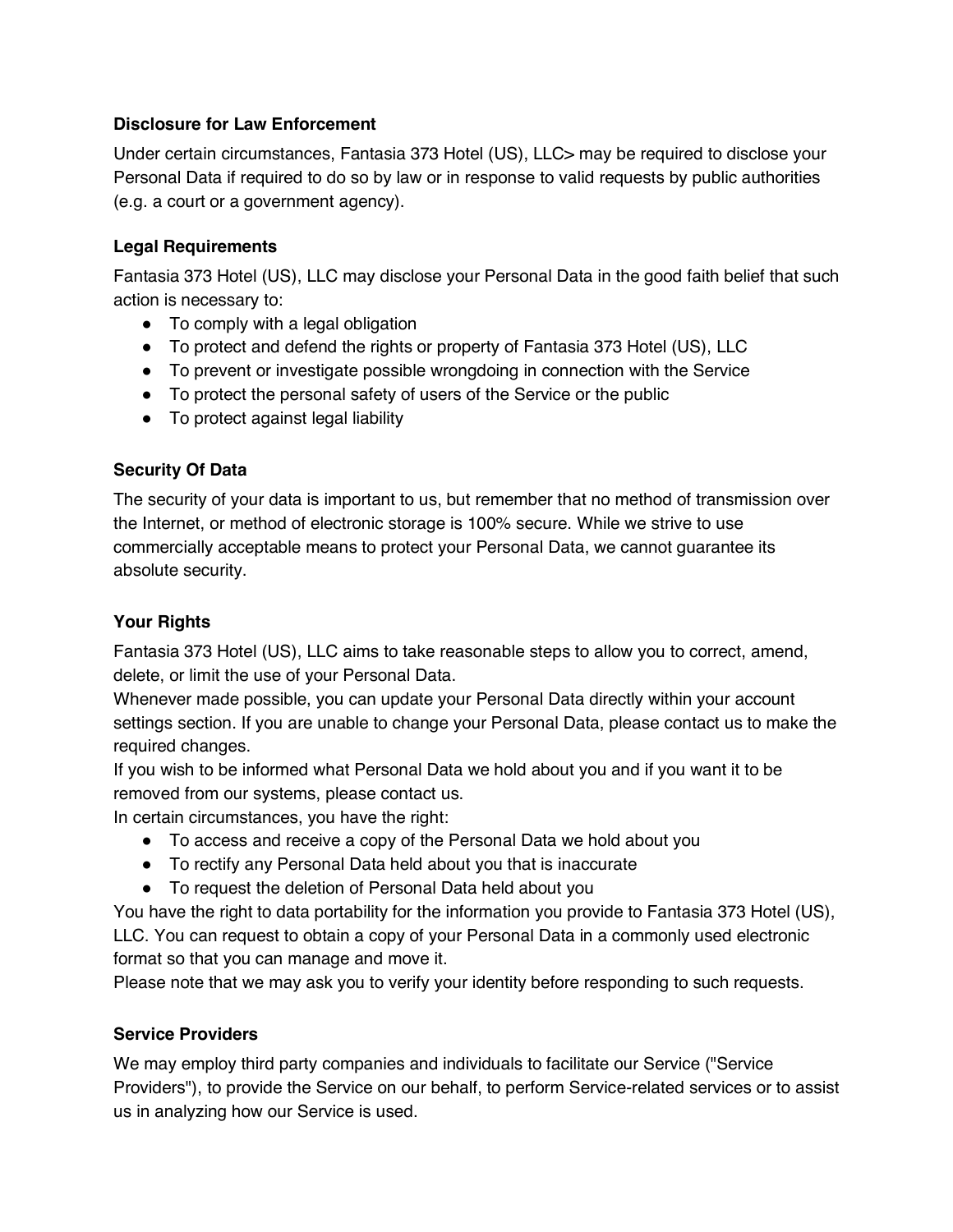### Disclosure for Law Enforcement

Under certain circumstances, Fantasia 373 Hotel (US), LLC> may be required to disclose your Personal Data if required to do so by law or in response to valid requests by public authorities (e.g. a court or a government agency).

### Legal Requirements

Fantasia 373 Hotel (US), LLC may disclose your Personal Data in the good faith belief that such action is necessary to:

- To comply with a legal obligation
- To protect and defend the rights or property of Fantasia 373 Hotel (US), LLC
- To prevent or investigate possible wrongdoing in connection with the Service
- To protect the personal safety of users of the Service or the public
- To protect against legal liability

### Security Of Data

The security of your data is important to us, but remember that no method of transmission over the Internet, or method of electronic storage is 100% secure. While we strive to use commercially acceptable means to protect your Personal Data, we cannot guarantee its absolute security.

### Your Rights

Fantasia 373 Hotel (US), LLC aims to take reasonable steps to allow you to correct, amend, delete, or limit the use of your Personal Data.

Whenever made possible, you can update your Personal Data directly within your account settings section. If you are unable to change your Personal Data, please contact us to make the required changes.

If you wish to be informed what Personal Data we hold about you and if you want it to be removed from our systems, please contact us.

In certain circumstances, you have the right:

- To access and receive a copy of the Personal Data we hold about you
- To rectify any Personal Data held about you that is inaccurate
- To request the deletion of Personal Data held about you

You have the right to data portability for the information you provide to Fantasia 373 Hotel (US), LLC. You can request to obtain a copy of your Personal Data in a commonly used electronic format so that you can manage and move it.

Please note that we may ask you to verify your identity before responding to such requests.

### Service Providers

We may employ third party companies and individuals to facilitate our Service ("Service Providers"), to provide the Service on our behalf, to perform Service-related services or to assist us in analyzing how our Service is used.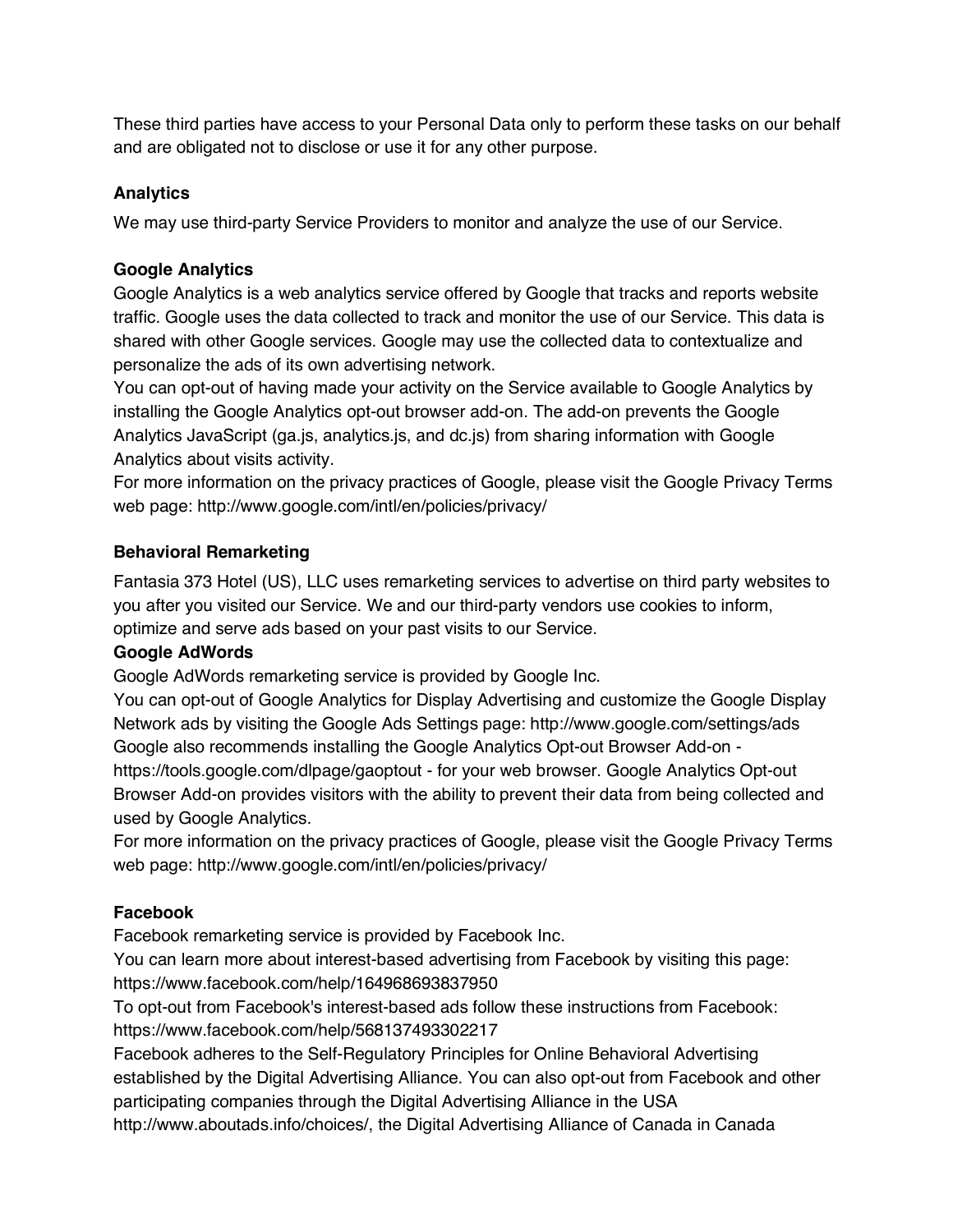These third parties have access to your Personal Data only to perform these tasks on our behalf and are obligated not to disclose or use it for any other purpose.

### Analytics

We may use third-party Service Providers to monitor and analyze the use of our Service.

### Google Analytics

Google Analytics is a web analytics service offered by Google that tracks and reports website traffic. Google uses the data collected to track and monitor the use of our Service. This data is shared with other Google services. Google may use the collected data to contextualize and personalize the ads of its own advertising network.
You can opt-out of having made your activity on the Service available to Google Analytics by installing the Google Analytics opt-out browser add-on. The add-on prevents the Google Analytics JavaScript (ga.js, analytics.js, and dc.js) from sharing information with Google Analytics about visits activity.
For more information on the privacy practices of Google, please visit the Google Privacy Terms web page: http://www.google.com/intl/en/policies/privacy/

### Behavioral Remarketing

Fantasia 373 Hotel (US), LLC uses remarketing services to advertise on third party websites to you after you visited our Service. We and our third-party vendors use cookies to inform, optimize and serve ads based on your past visits to our Service.

### Google AdWords

Google AdWords remarketing service is provided by Google Inc.
You can opt-out of Google Analytics for Display Advertising and customize the Google Display Network ads by visiting the Google Ads Settings page: http://www.google.com/settings/ads
Google also recommends installing the Google Analytics Opt-out Browser Add-on - https://tools.google.com/dlpage/gaoptout - for your web browser. Google Analytics Opt-out Browser Add-on provides visitors with the ability to prevent their data from being collected and used by Google Analytics.
For more information on the privacy practices of Google, please visit the Google Privacy Terms web page: http://www.google.com/intl/en/policies/privacy/

### Facebook

Facebook remarketing service is provided by Facebook Inc.
You can learn more about interest-based advertising from Facebook by visiting this page: https://www.facebook.com/help/164968693837950
To opt-out from Facebook's interest-based ads follow these instructions from Facebook: https://www.facebook.com/help/568137493302217
Facebook adheres to the Self-Regulatory Principles for Online Behavioral Advertising established by the Digital Advertising Alliance. You can also opt-out from Facebook and other participating companies through the Digital Advertising Alliance in the USA http://www.aboutads.info/choices/, the Digital Advertising Alliance of Canada in Canada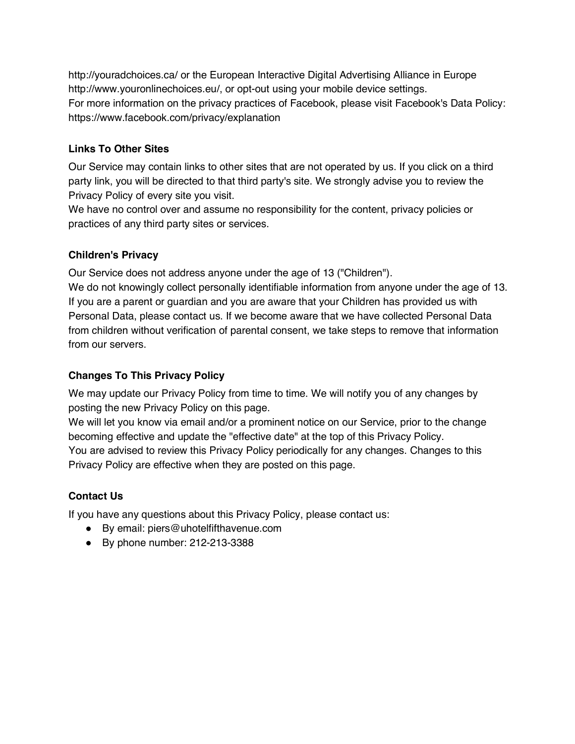http://youradchoices.ca/ or the European Interactive Digital Advertising Alliance in Europe http://www.youronlinechoices.eu/, or opt-out using your mobile device settings.
For more information on the privacy practices of Facebook, please visit Facebook's Data Policy: https://www.facebook.com/privacy/explanation

**Links To Other Sites**

Our Service may contain links to other sites that are not operated by us. If you click on a third party link, you will be directed to that third party's site. We strongly advise you to review the Privacy Policy of every site you visit.
We have no control over and assume no responsibility for the content, privacy policies or practices of any third party sites or services.

**Children's Privacy**

Our Service does not address anyone under the age of 13 ("Children").
We do not knowingly collect personally identifiable information from anyone under the age of 13. If you are a parent or guardian and you are aware that your Children has provided us with Personal Data, please contact us. If we become aware that we have collected Personal Data from children without verification of parental consent, we take steps to remove that information from our servers.

**Changes To This Privacy Policy**

We may update our Privacy Policy from time to time. We will notify you of any changes by posting the new Privacy Policy on this page.
We will let you know via email and/or a prominent notice on our Service, prior to the change becoming effective and update the "effective date" at the top of this Privacy Policy.
You are advised to review this Privacy Policy periodically for any changes. Changes to this Privacy Policy are effective when they are posted on this page.

**Contact Us**

If you have any questions about this Privacy Policy, please contact us:

- By email: piers@uhotelfifthavenue.com
- By phone number: 212-213-3388